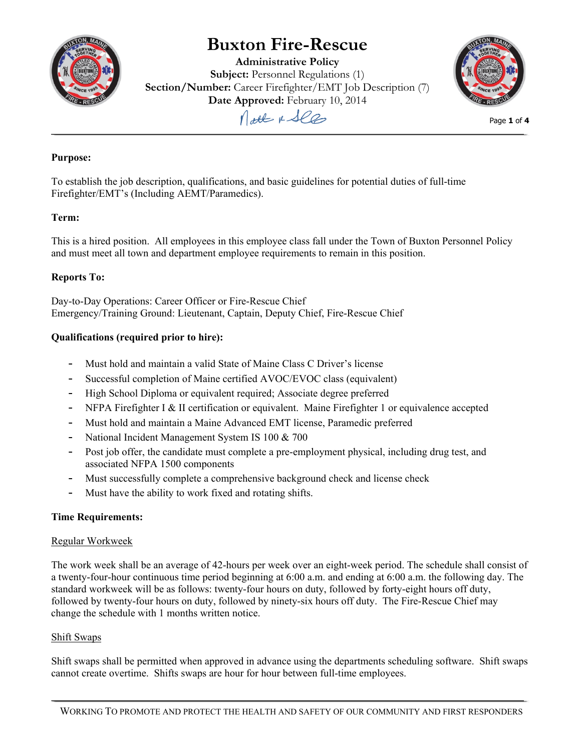# Buxton Fire-Rescue

**Administrative Policy**
**Subject:** Personnel Regulations (1)
**Section/Number:** Career Firefighter/EMT Job Description (7)
**Date Approved:** February 10, 2014

**Purpose:**

To establish the job description, qualifications, and basic guidelines for potential duties of full-time Firefighter/EMT's (Including AEMT/Paramedics).

**Term:**

This is a hired position. All employees in this employee class fall under the Town of Buxton Personnel Policy and must meet all town and department employee requirements to remain in this position.

**Reports To:**

Day-to-Day Operations: Career Officer or Fire-Rescue Chief
Emergency/Training Ground: Lieutenant, Captain, Deputy Chief, Fire-Rescue Chief

**Qualifications (required prior to hire):**

- Must hold and maintain a valid State of Maine Class C Driver's license
- Successful completion of Maine certified AVOC/EVOC class (equivalent)
- High School Diploma or equivalent required; Associate degree preferred
- NFPA Firefighter I & II certification or equivalent. Maine Firefighter 1 or equivalence accepted
- Must hold and maintain a Maine Advanced EMT license, Paramedic preferred
- National Incident Management System IS 100 & 700
- Post job offer, the candidate must complete a pre-employment physical, including drug test, and associated NFPA 1500 components
- Must successfully complete a comprehensive background check and license check
- Must have the ability to work fixed and rotating shifts.

**Time Requirements:**

Regular Workweek

The work week shall be an average of 42-hours per week over an eight-week period. The schedule shall consist of a twenty-four-hour continuous time period beginning at 6:00 a.m. and ending at 6:00 a.m. the following day. The standard workweek will be as follows: twenty-four hours on duty, followed by forty-eight hours off duty, followed by twenty-four hours on duty, followed by ninety-six hours off duty. The Fire-Rescue Chief may change the schedule with 1 months written notice.

Shift Swaps

Shift swaps shall be permitted when approved in advance using the departments scheduling software. Shift swaps cannot create overtime. Shifts swaps are hour for hour between full-time employees.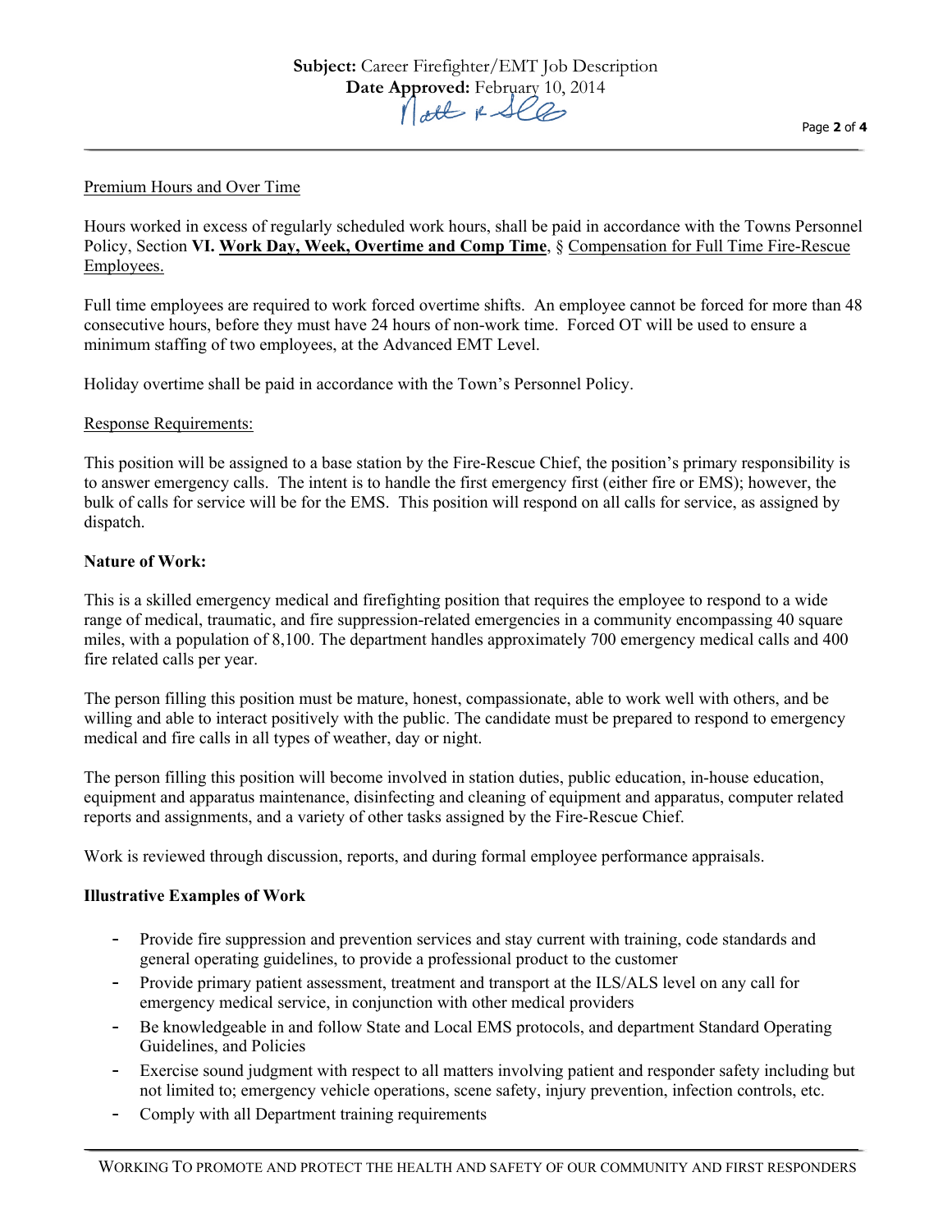Premium Hours and Over Time

Hours worked in excess of regularly scheduled work hours, shall be paid in accordance with the Towns Personnel Policy, Section **VI. Work Day, Week, Overtime and Comp Time**, § Compensation for Full Time Fire-Rescue Employees.

Full time employees are required to work forced overtime shifts. An employee cannot be forced for more than 48 consecutive hours, before they must have 24 hours of non-work time. Forced OT will be used to ensure a minimum staffing of two employees, at the Advanced EMT Level.

Holiday overtime shall be paid in accordance with the Town's Personnel Policy.

Response Requirements:

This position will be assigned to a base station by the Fire-Rescue Chief, the position's primary responsibility is to answer emergency calls. The intent is to handle the first emergency first (either fire or EMS); however, the bulk of calls for service will be for the EMS. This position will respond on all calls for service, as assigned by dispatch.

**Nature of Work:**

This is a skilled emergency medical and firefighting position that requires the employee to respond to a wide range of medical, traumatic, and fire suppression-related emergencies in a community encompassing 40 square miles, with a population of 8,100. The department handles approximately 700 emergency medical calls and 400 fire related calls per year.

The person filling this position must be mature, honest, compassionate, able to work well with others, and be willing and able to interact positively with the public. The candidate must be prepared to respond to emergency medical and fire calls in all types of weather, day or night.

The person filling this position will become involved in station duties, public education, in-house education, equipment and apparatus maintenance, disinfecting and cleaning of equipment and apparatus, computer related reports and assignments, and a variety of other tasks assigned by the Fire-Rescue Chief.

Work is reviewed through discussion, reports, and during formal employee performance appraisals.

**Illustrative Examples of Work**

- Provide fire suppression and prevention services and stay current with training, code standards and general operating guidelines, to provide a professional product to the customer
- Provide primary patient assessment, treatment and transport at the ILS/ALS level on any call for emergency medical service, in conjunction with other medical providers
- Be knowledgeable in and follow State and Local EMS protocols, and department Standard Operating Guidelines, and Policies
- Exercise sound judgment with respect to all matters involving patient and responder safety including but not limited to; emergency vehicle operations, scene safety, injury prevention, infection controls, etc.
- Comply with all Department training requirements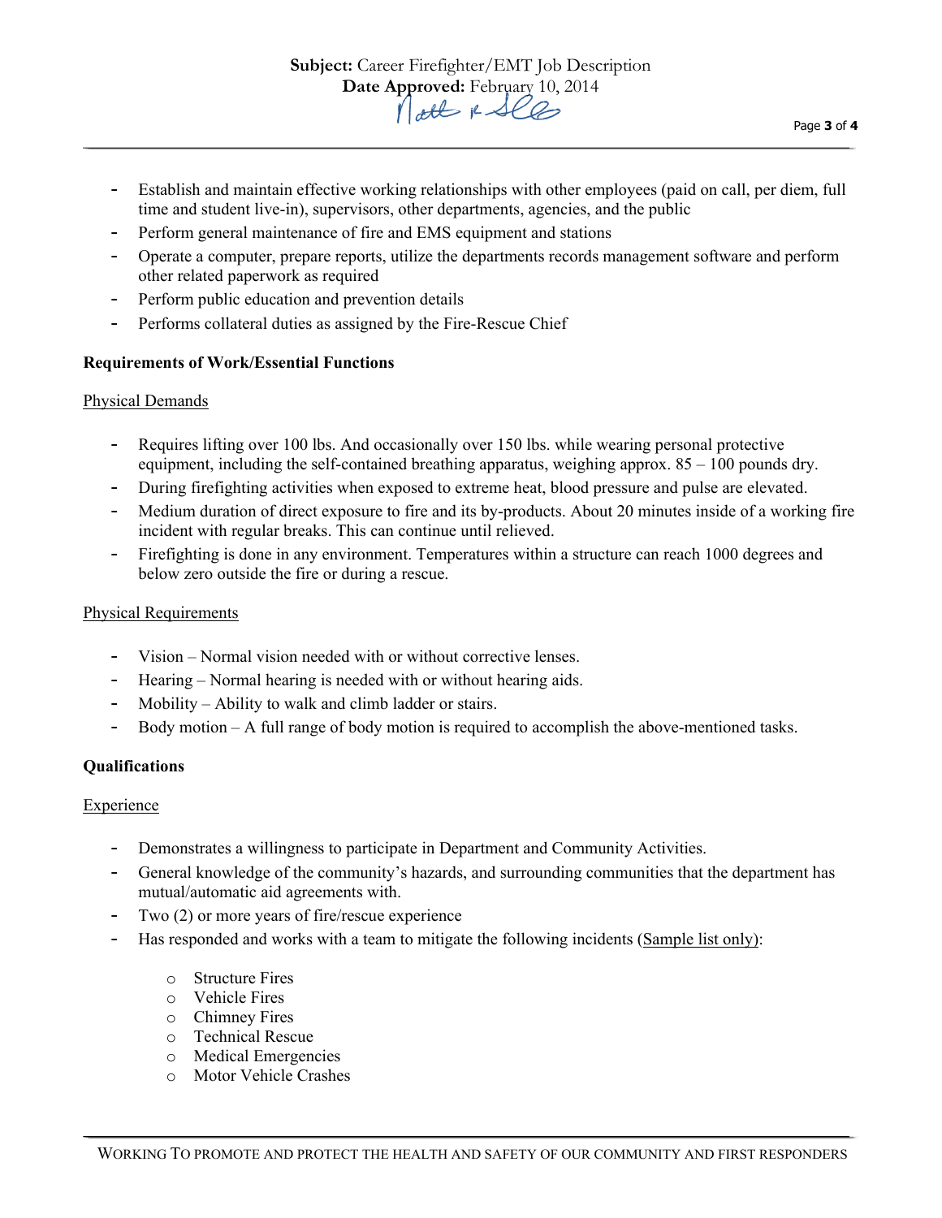- Establish and maintain effective working relationships with other employees (paid on call, per diem, full time and student live-in), supervisors, other departments, agencies, and the public
- Perform general maintenance of fire and EMS equipment and stations
- Operate a computer, prepare reports, utilize the departments records management software and perform other related paperwork as required
- Perform public education and prevention details
- Performs collateral duties as assigned by the Fire-Rescue Chief

**Requirements of Work/Essential Functions**

Physical Demands

- Requires lifting over 100 lbs. And occasionally over 150 lbs. while wearing personal protective equipment, including the self-contained breathing apparatus, weighing approx. 85 – 100 pounds dry.
- During firefighting activities when exposed to extreme heat, blood pressure and pulse are elevated.
- Medium duration of direct exposure to fire and its by-products. About 20 minutes inside of a working fire incident with regular breaks. This can continue until relieved.
- Firefighting is done in any environment. Temperatures within a structure can reach 1000 degrees and below zero outside the fire or during a rescue.

Physical Requirements

- Vision – Normal vision needed with or without corrective lenses.
- Hearing – Normal hearing is needed with or without hearing aids.
- Mobility – Ability to walk and climb ladder or stairs.
- Body motion – A full range of body motion is required to accomplish the above-mentioned tasks.

**Qualifications**

Experience

- Demonstrates a willingness to participate in Department and Community Activities.
- General knowledge of the community's hazards, and surrounding communities that the department has mutual/automatic aid agreements with.
- Two (2) or more years of fire/rescue experience
- Has responded and works with a team to mitigate the following incidents (Sample list only):
    - Structure Fires
    - Vehicle Fires
    - Chimney Fires
    - Technical Rescue
    - Medical Emergencies
    - Motor Vehicle Crashes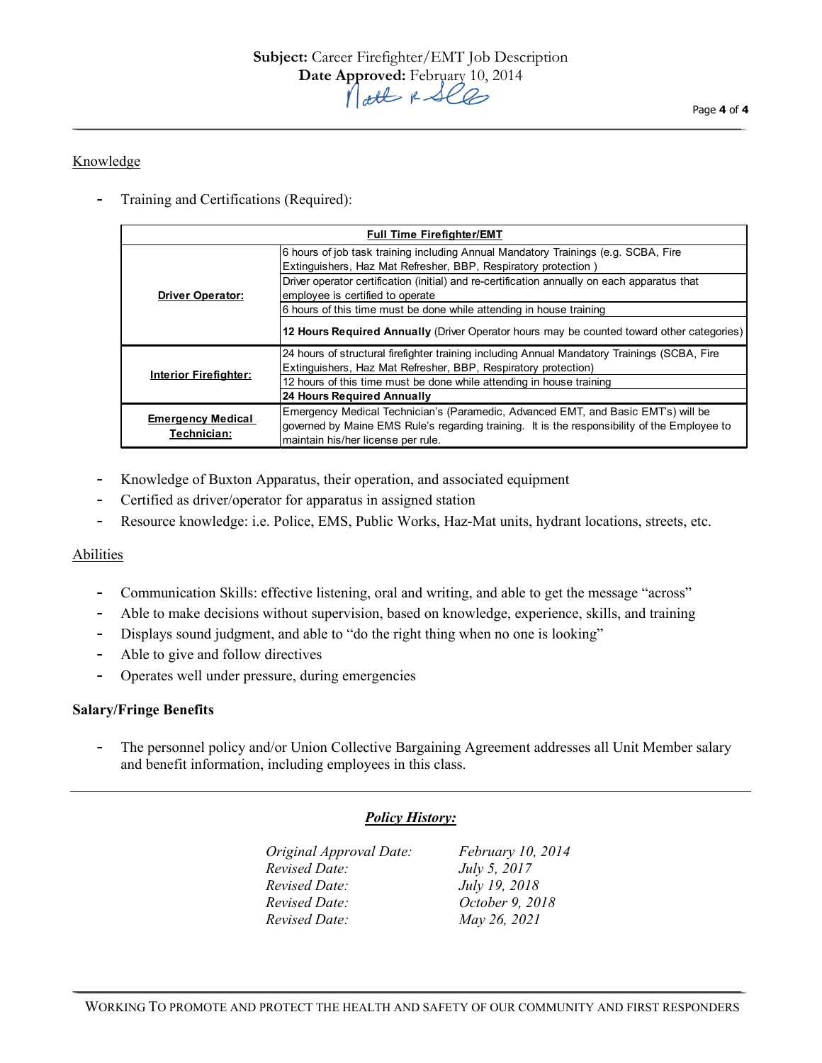## Knowledge

- Training and Certifications (Required):

| Full Time Firefighter/EMT | |
|---|---|
| **Driver Operator:** | 6 hours of job task training including Annual Mandatory Trainings (e.g. SCBA, Fire Extinguishers, Haz Mat Refresher, BBP, Respiratory protection ) |
| | Driver operator certification (initial) and re-certification annually on each apparatus that employee is certified to operate |
| | 6 hours of this time must be done while attending in house training |
| | **12 Hours Required Annually** (Driver Operator hours may be counted toward other categories) |
| **Interior Firefighter:** | 24 hours of structural firefighter training including Annual Mandatory Trainings (SCBA, Fire Extinguishers, Haz Mat Refresher, BBP, Respiratory protection) |
| | 12 hours of this time must be done while attending in house training |
| | **24 Hours Required Annually** |
| **Emergency Medical Technician:** | Emergency Medical Technician's (Paramedic, Advanced EMT, and Basic EMT's) will be governed by Maine EMS Rule's regarding training. It is the responsibility of the Employee to maintain his/her license per rule. |

- Knowledge of Buxton Apparatus, their operation, and associated equipment
- Certified as driver/operator for apparatus in assigned station
- Resource knowledge: i.e. Police, EMS, Public Works, Haz-Mat units, hydrant locations, streets, etc.

## Abilities

- Communication Skills: effective listening, oral and writing, and able to get the message "across"
- Able to make decisions without supervision, based on knowledge, experience, skills, and training
- Displays sound judgment, and able to "do the right thing when no one is looking"
- Able to give and follow directives
- Operates well under pressure, during emergencies

## Salary/Fringe Benefits

- The personnel policy and/or Union Collective Bargaining Agreement addresses all Unit Member salary and benefit information, including employees in this class.

---

### ***Policy History:***

| | |
|---|---|
| *Original Approval Date:* | *February 10, 2014* |
| *Revised Date:* | *July 5, 2017* |
| *Revised Date:* | *July 19, 2018* |
| *Revised Date:* | *October 9, 2018* |
| *Revised Date:* | *May 26, 2021* |

WORKING TO PROMOTE AND PROTECT THE HEALTH AND SAFETY OF OUR COMMUNITY AND FIRST RESPONDERS